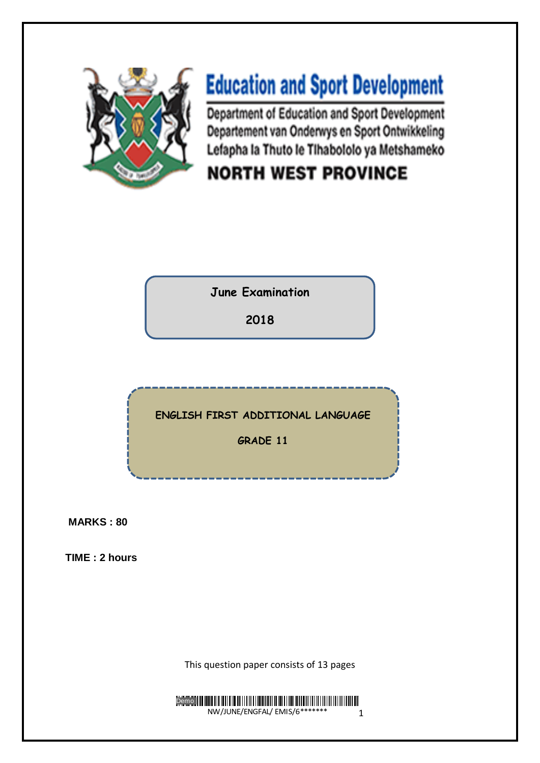# Education and Sport Development

Department of Education and Sport Development
Departement van Onderwys en Sport Ontwikkeling
Lefapha la Thuto le Tlhabololo ya Metshameko

**NORTH WEST PROVINCE**

**June Examination**

**2018**

**ENGLISH FIRST ADDITIONAL LANGUAGE**

**GRADE 11**

**MARKS : 80**

**TIME : 2 hours**

This question paper consists of 13 pages

NW/JUNE/ENGFAL/ EMIS/6*******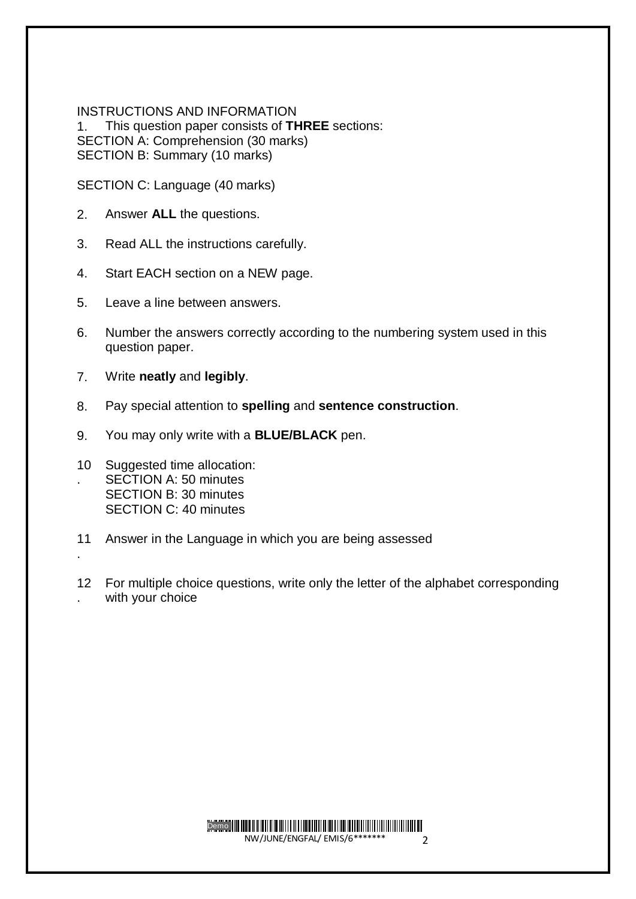INSTRUCTIONS AND INFORMATION

1. This question paper consists of **THREE** sections:
   SECTION A: Comprehension (30 marks)
   SECTION B: Summary (10 marks)

   SECTION C: Language (40 marks)

2. Answer **ALL** the questions.

3. Read ALL the instructions carefully.

4. Start EACH section on a NEW page.

5. Leave a line between answers.

6. Number the answers correctly according to the numbering system used in this question paper.

7. Write **neatly** and **legibly**.

8. Pay special attention to **spelling** and **sentence construction**.

9. You may only write with a **BLUE/BLACK** pen.

10. Suggested time allocation:
    SECTION A: 50 minutes
    SECTION B: 30 minutes
    SECTION C: 40 minutes

11. Answer in the Language in which you are being assessed

12. For multiple choice questions, write only the letter of the alphabet corresponding with your choice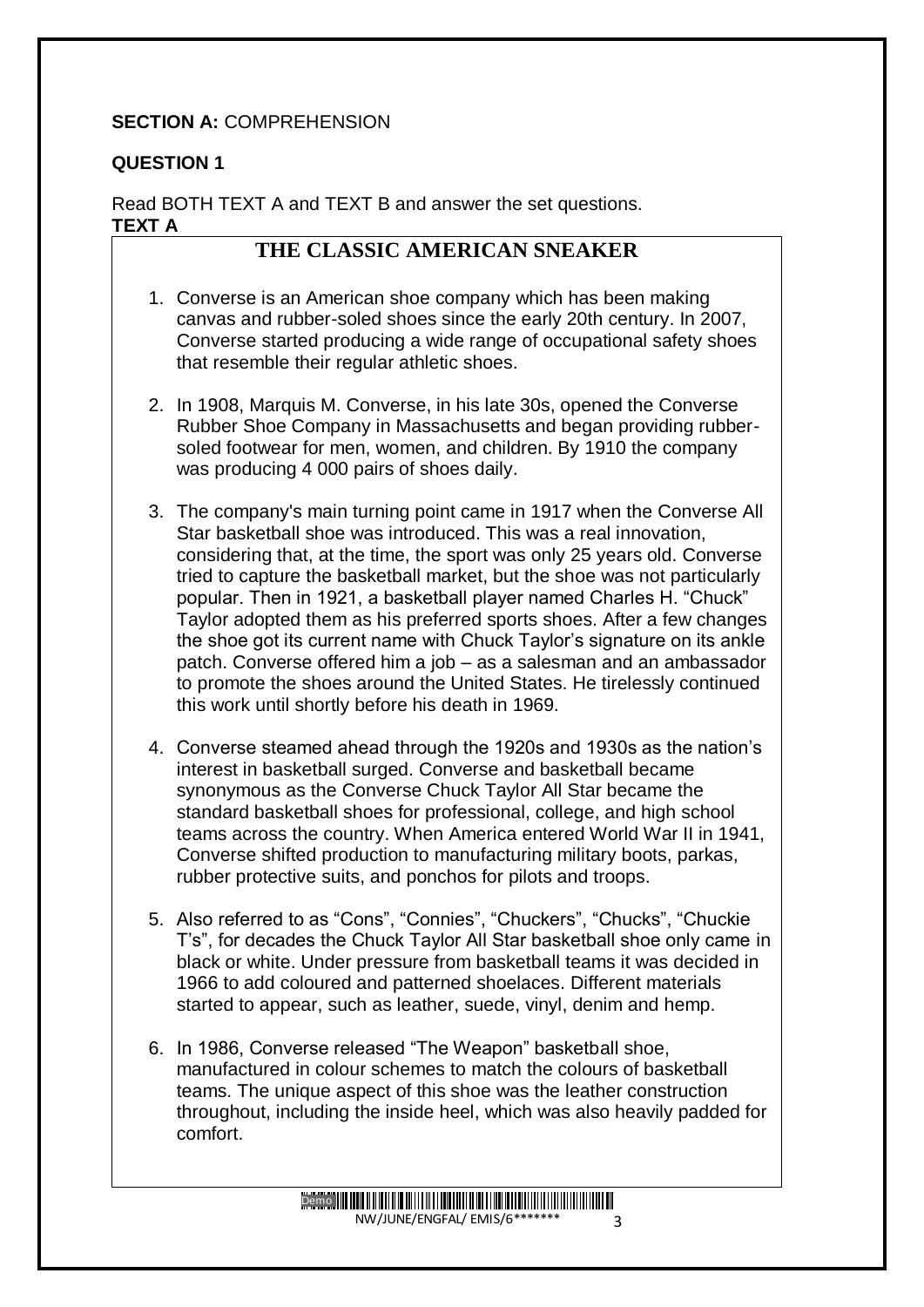**SECTION A:** COMPREHENSION

**QUESTION 1**

Read BOTH TEXT A and TEXT B and answer the set questions.

**TEXT A**

## THE CLASSIC AMERICAN SNEAKER

1. Converse is an American shoe company which has been making canvas and rubber-soled shoes since the early 20th century. In 2007, Converse started producing a wide range of occupational safety shoes that resemble their regular athletic shoes.

2. In 1908, Marquis M. Converse, in his late 30s, opened the Converse Rubber Shoe Company in Massachusetts and began providing rubber-soled footwear for men, women, and children. By 1910 the company was producing 4 000 pairs of shoes daily.

3. The company's main turning point came in 1917 when the Converse All Star basketball shoe was introduced. This was a real innovation, considering that, at the time, the sport was only 25 years old. Converse tried to capture the basketball market, but the shoe was not particularly popular. Then in 1921, a basketball player named Charles H. "Chuck" Taylor adopted them as his preferred sports shoes. After a few changes the shoe got its current name with Chuck Taylor's signature on its ankle patch. Converse offered him a job – as a salesman and an ambassador to promote the shoes around the United States. He tirelessly continued this work until shortly before his death in 1969.

4. Converse steamed ahead through the 1920s and 1930s as the nation's interest in basketball surged. Converse and basketball became synonymous as the Converse Chuck Taylor All Star became the standard basketball shoes for professional, college, and high school teams across the country. When America entered World War II in 1941, Converse shifted production to manufacturing military boots, parkas, rubber protective suits, and ponchos for pilots and troops.

5. Also referred to as "Cons", "Connies", "Chuckers", "Chucks", "Chuckie T's", for decades the Chuck Taylor All Star basketball shoe only came in black or white. Under pressure from basketball teams it was decided in 1966 to add coloured and patterned shoelaces. Different materials started to appear, such as leather, suede, vinyl, denim and hemp.

6. In 1986, Converse released "The Weapon" basketball shoe, manufactured in colour schemes to match the colours of basketball teams. The unique aspect of this shoe was the leather construction throughout, including the inside heel, which was also heavily padded for comfort.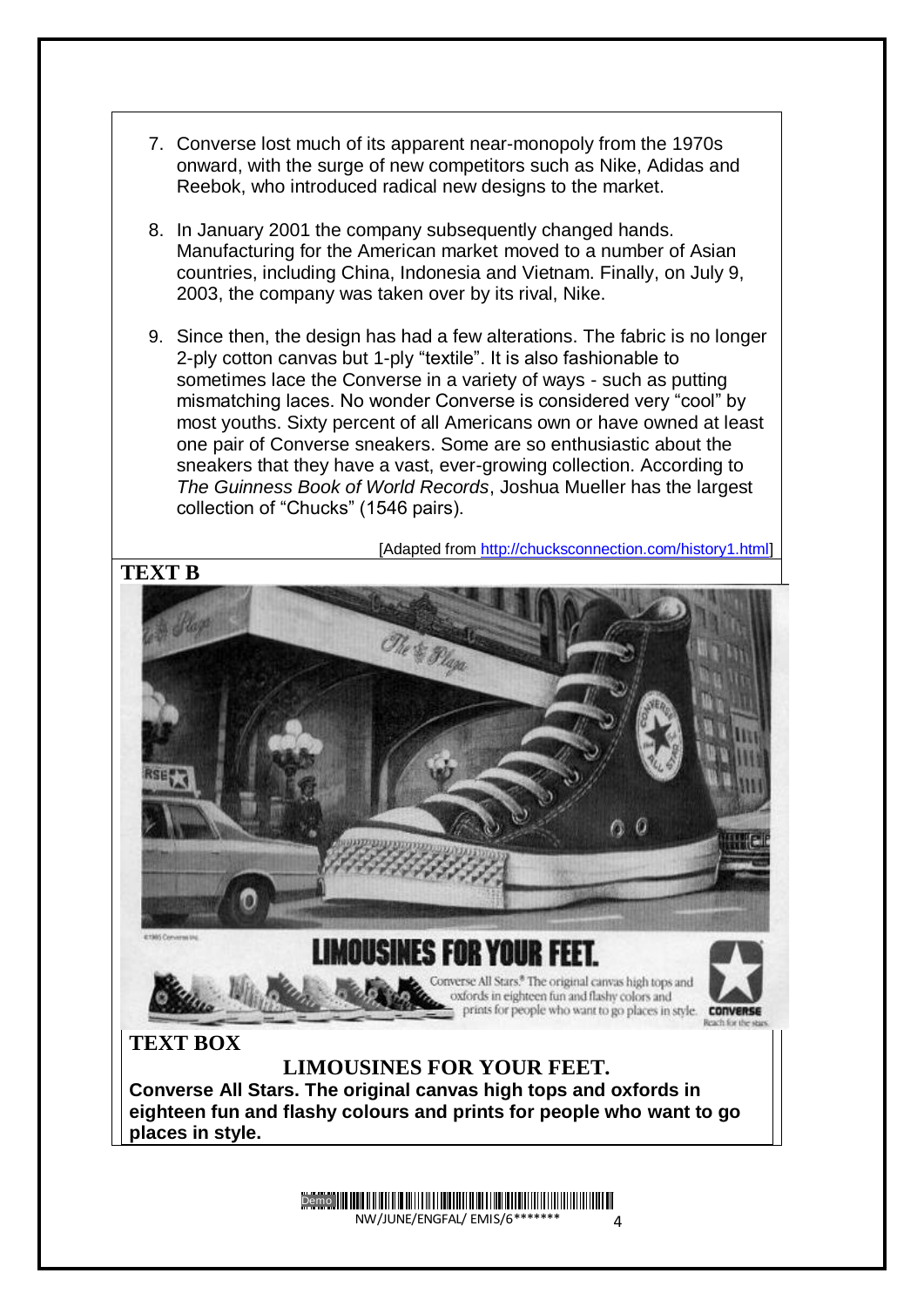7. Converse lost much of its apparent near-monopoly from the 1970s onward, with the surge of new competitors such as Nike, Adidas and Reebok, who introduced radical new designs to the market.

8. In January 2001 the company subsequently changed hands. Manufacturing for the American market moved to a number of Asian countries, including China, Indonesia and Vietnam. Finally, on July 9, 2003, the company was taken over by its rival, Nike.

9. Since then, the design has had a few alterations. The fabric is no longer 2-ply cotton canvas but 1-ply "textile". It is also fashionable to sometimes lace the Converse in a variety of ways - such as putting mismatching laces. No wonder Converse is considered very "cool" by most youths. Sixty percent of all Americans own or have owned at least one pair of Converse sneakers. Some are so enthusiastic about the sneakers that they have a vast, ever-growing collection. According to *The Guinness Book of World Records*, Joshua Mueller has the largest collection of "Chucks" (1546 pairs).

[Adapted from http://chucksconnection.com/history1.html]

## TEXT B

### TEXT BOX

**LIMOUSINES FOR YOUR FEET.**

**Converse All Stars. The original canvas high tops and oxfords in eighteen fun and flashy colours and prints for people who want to go places in style.**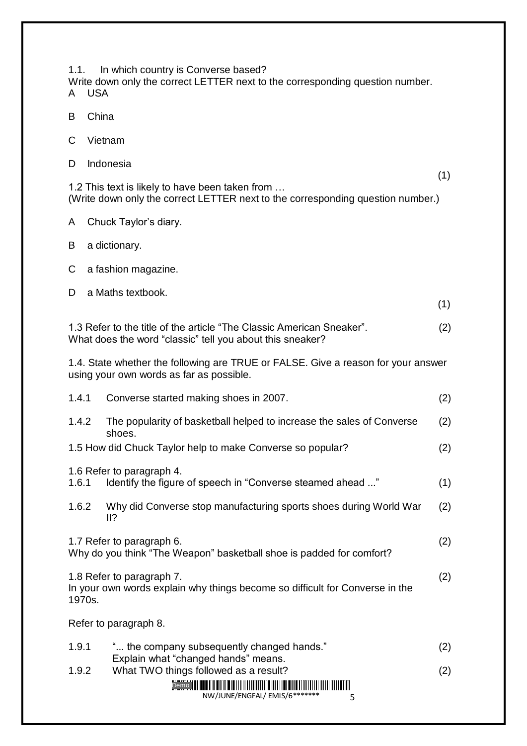1.1. In which country is Converse based?
Write down only the correct LETTER next to the corresponding question number.

A USA

B China

C Vietnam

D Indonesia

(1)

1.2 This text is likely to have been taken from …
(Write down only the correct LETTER next to the corresponding question number.)

A Chuck Taylor's diary.

B a dictionary.

C a fashion magazine.

D a Maths textbook.

(1)

1.3 Refer to the title of the article "The Classic American Sneaker". (2)
What does the word "classic" tell you about this sneaker?

1.4. State whether the following are TRUE or FALSE. Give a reason for your answer using your own words as far as possible.

1.4.1 Converse started making shoes in 2007. (2)

1.4.2 The popularity of basketball helped to increase the sales of Converse shoes. (2)

1.5 How did Chuck Taylor help to make Converse so popular? (2)

1.6 Refer to paragraph 4.

1.6.1 Identify the figure of speech in "Converse steamed ahead ..." (1)

1.6.2 Why did Converse stop manufacturing sports shoes during World War II? (2)

1.7 Refer to paragraph 6. (2)
Why do you think "The Weapon" basketball shoe is padded for comfort?

1.8 Refer to paragraph 7. (2)
In your own words explain why things become so difficult for Converse in the 1970s.

Refer to paragraph 8.

1.9.1 "... the company subsequently changed hands." (2)
Explain what "changed hands" means.

1.9.2 What TWO things followed as a result? (2)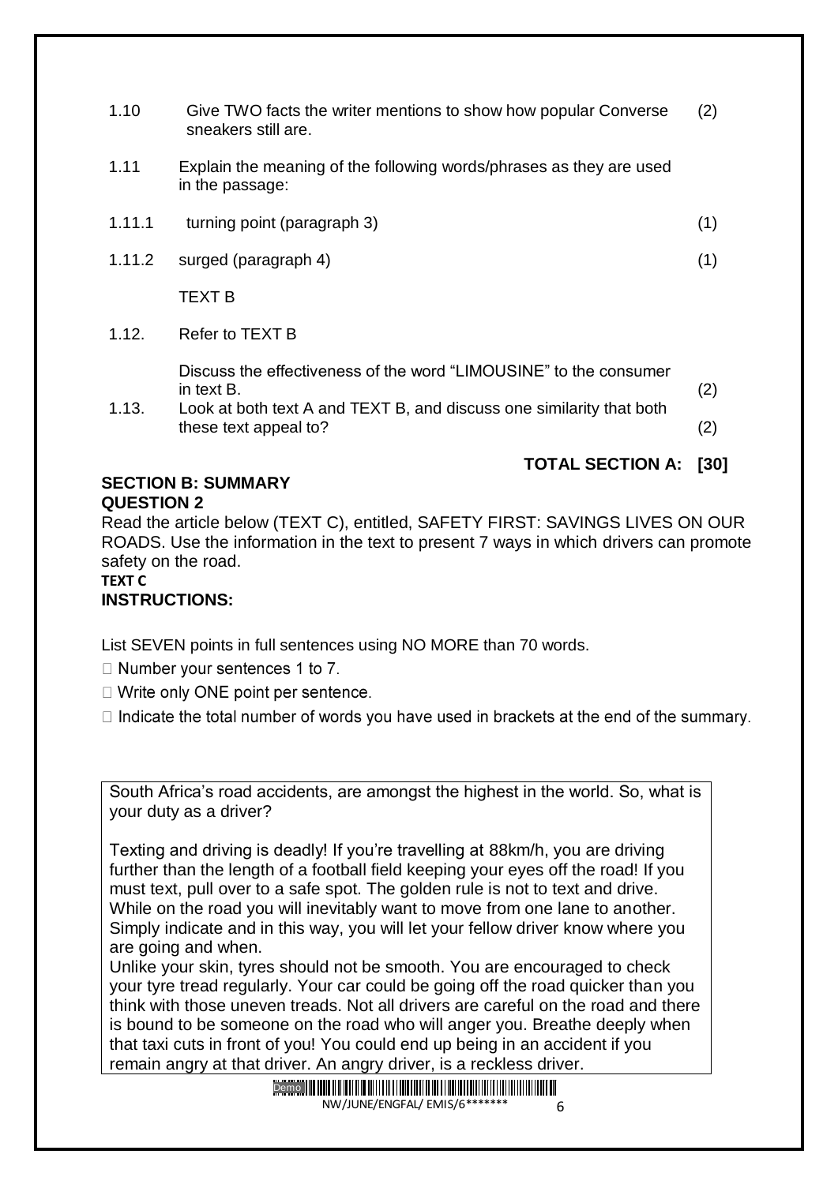| | | |
|---|---|---|
| 1.10 | Give TWO facts the writer mentions to show how popular Converse sneakers still are. | (2) |
| 1.11 | Explain the meaning of the following words/phrases as they are used in the passage: | |
| 1.11.1 | turning point (paragraph 3) | (1) |
| 1.11.2 | surged (paragraph 4) | (1) |
| | TEXT B | |
| 1.12. | Refer to TEXT B | |
| | Discuss the effectiveness of the word "LIMOUSINE" to the consumer in text B. | (2) |
| 1.13. | Look at both text A and TEXT B, and discuss one similarity that both these text appeal to? | (2) |

**TOTAL SECTION A: [30]**

## SECTION B: SUMMARY

### QUESTION 2

Read the article below (TEXT C), entitled, SAFETY FIRST: SAVINGS LIVES ON OUR ROADS. Use the information in the text to present 7 ways in which drivers can promote safety on the road.

**TEXT C**

**INSTRUCTIONS:**

List SEVEN points in full sentences using NO MORE than 70 words.

- Number your sentences 1 to 7.
- Write only ONE point per sentence.
- Indicate the total number of words you have used in brackets at the end of the summary.

> South Africa's road accidents, are amongst the highest in the world. So, what is your duty as a driver?
>
> Texting and driving is deadly! If you're travelling at 88km/h, you are driving further than the length of a football field keeping your eyes off the road! If you must text, pull over to a safe spot. The golden rule is not to text and drive. While on the road you will inevitably want to move from one lane to another. Simply indicate and in this way, you will let your fellow driver know where you are going and when.
>
> Unlike your skin, tyres should not be smooth. You are encouraged to check your tyre tread regularly. Your car could be going off the road quicker than you think with those uneven treads. Not all drivers are careful on the road and there is bound to be someone on the road who will anger you. Breathe deeply when that taxi cuts in front of you! You could end up being in an accident if you remain angry at that driver. An angry driver, is a reckless driver.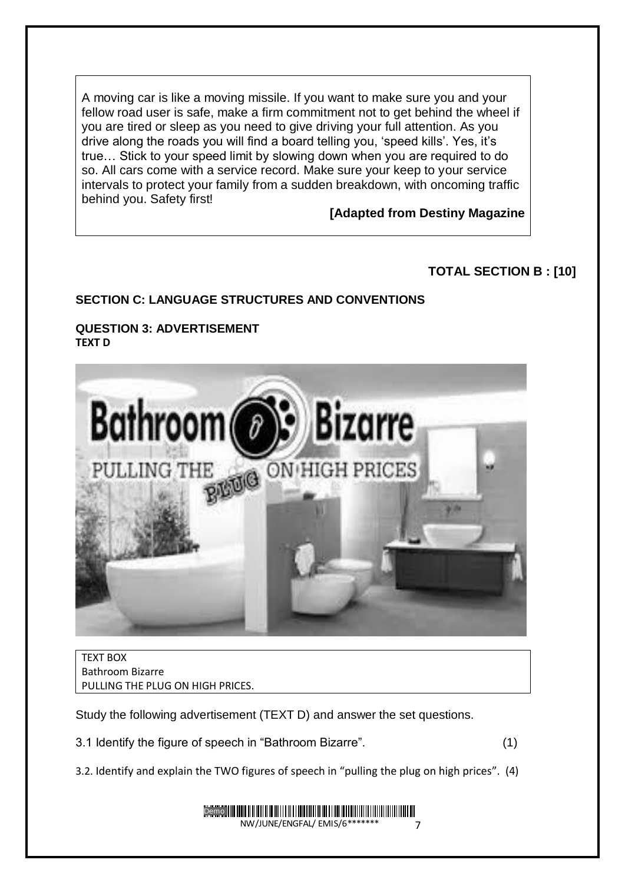A moving car is like a moving missile. If you want to make sure you and your fellow road user is safe, make a firm commitment not to get behind the wheel if you are tired or sleep as you need to give driving your full attention. As you drive along the roads you will find a board telling you, 'speed kills'. Yes, it's true… Stick to your speed limit by slowing down when you are required to do so. All cars come with a service record. Make sure your keep to your service intervals to protect your family from a sudden breakdown, with oncoming traffic behind you. Safety first!

**[Adapted from Destiny Magazine**

**TOTAL SECTION B : [10]**

## SECTION C: LANGUAGE STRUCTURES AND CONVENTIONS

### QUESTION 3: ADVERTISEMENT

**TEXT D**

TEXT BOX
Bathroom Bizarre
PULLING THE PLUG ON HIGH PRICES.

Study the following advertisement (TEXT D) and answer the set questions.

3.1 Identify the figure of speech in "Bathroom Bizarre". (1)

3.2. Identify and explain the TWO figures of speech in "pulling the plug on high prices". (4)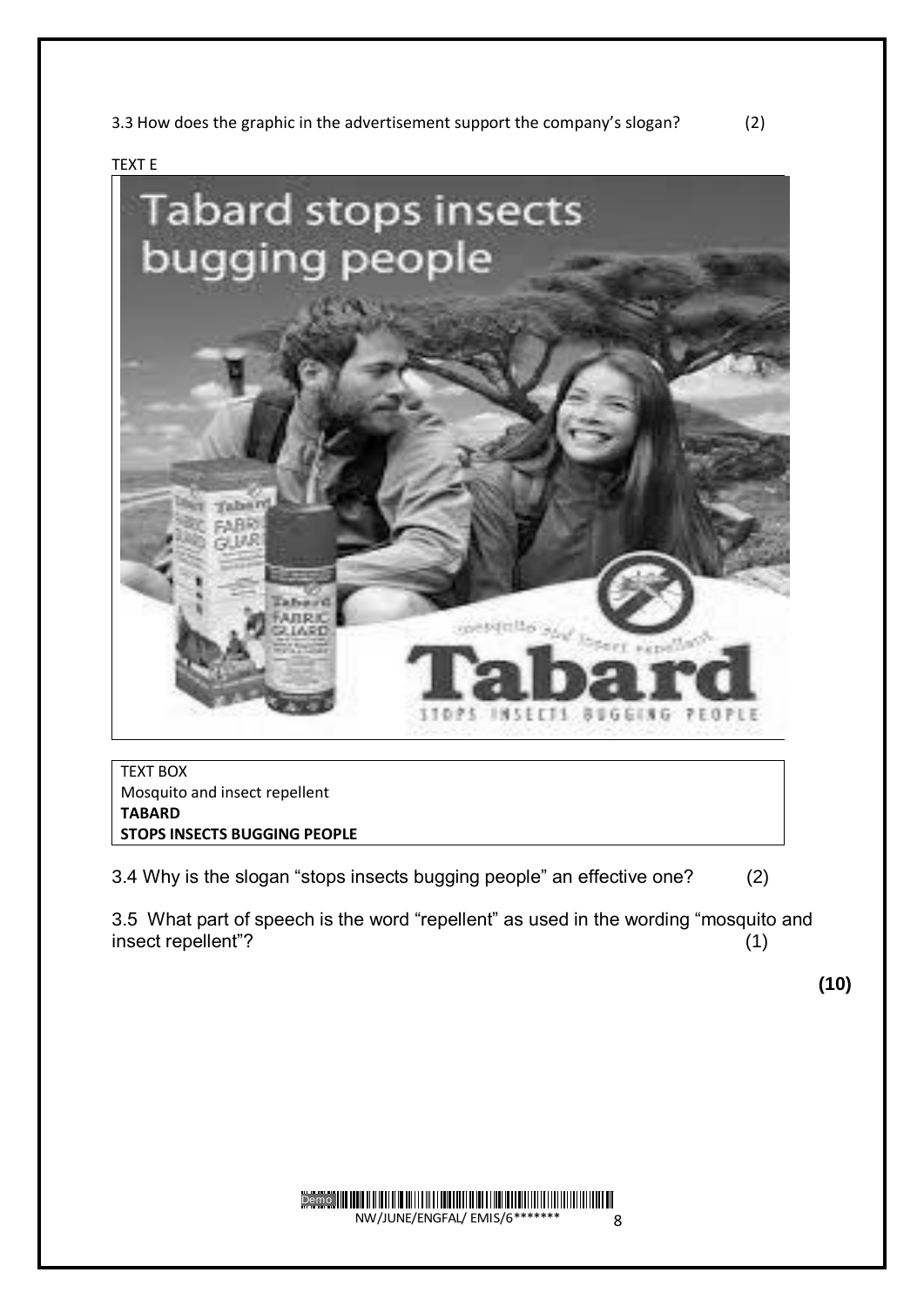3.3 How does the graphic in the advertisement support the company's slogan? (2)

TEXT E

| TEXT BOX |
| --- |
| Mosquito and insect repellent |
| **TABARD** |
| **STOPS INSECTS BUGGING PEOPLE** |

3.4 Why is the slogan "stops insects bugging people" an effective one? (2)

3.5 What part of speech is the word "repellent" as used in the wording "mosquito and insect repellent"? (1)

**(10)**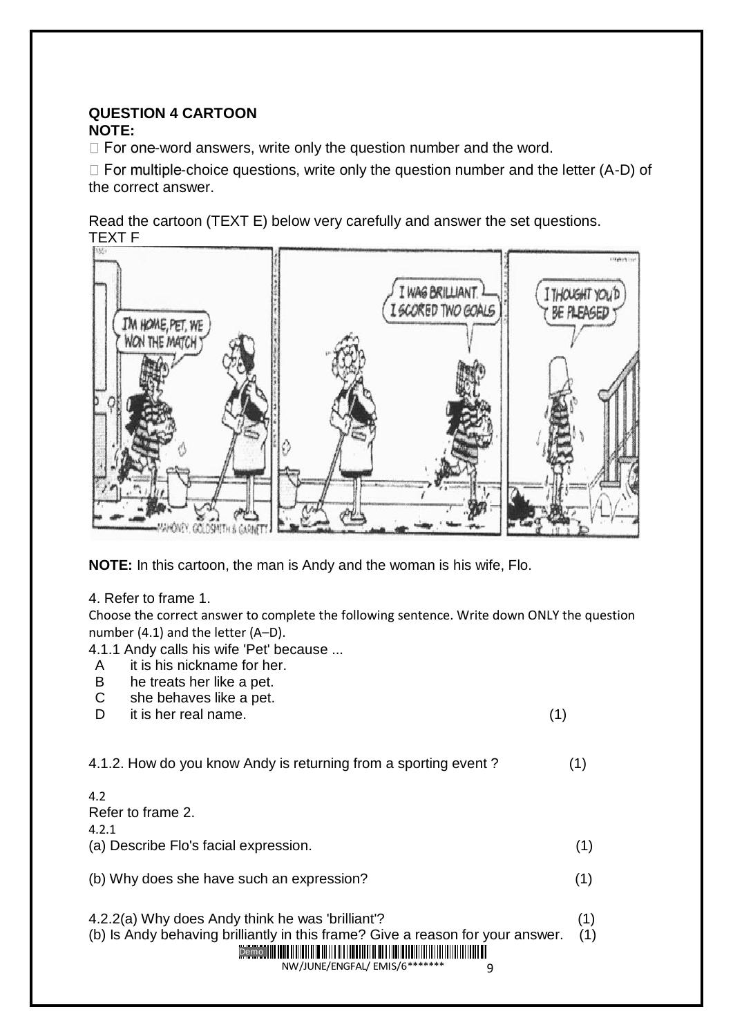**QUESTION 4 CARTOON**

**NOTE:**

- For one-word answers, write only the question number and the word.
- For multiple-choice questions, write only the question number and the letter (A-D) of the correct answer.

Read the cartoon (TEXT E) below very carefully and answer the set questions.

TEXT F

**NOTE:** In this cartoon, the man is Andy and the woman is his wife, Flo.

4. Refer to frame 1.

Choose the correct answer to complete the following sentence. Write down ONLY the question number (4.1) and the letter (A–D).

4.1.1 Andy calls his wife 'Pet' because ...

- A it is his nickname for her.
- B he treats her like a pet.
- C she behaves like a pet.
- D it is her real name. (1)

4.1.2. How do you know Andy is returning from a sporting event ? (1)

4.2

Refer to frame 2.

4.2.1

(a) Describe Flo's facial expression. (1)

(b) Why does she have such an expression? (1)

4.2.2(a) Why does Andy think he was 'brilliant'? (1)

(b) Is Andy behaving brilliantly in this frame? Give a reason for your answer. (1)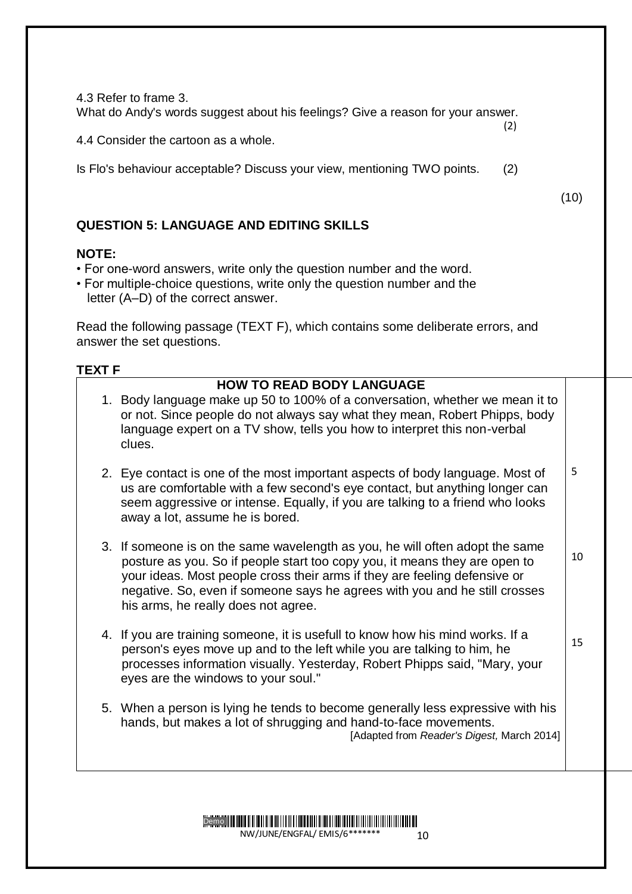4.3 Refer to frame 3.

What do Andy's words suggest about his feelings? Give a reason for your answer. (2)

4.4 Consider the cartoon as a whole.

Is Flo's behaviour acceptable? Discuss your view, mentioning TWO points. (2)

(10)

## QUESTION 5: LANGUAGE AND EDITING SKILLS

**NOTE:**

- For one-word answers, write only the question number and the word.
- For multiple-choice questions, write only the question number and the letter (A–D) of the correct answer.

Read the following passage (TEXT F), which contains some deliberate errors, and answer the set questions.

**TEXT F**

**HOW TO READ BODY LANGUAGE**

1. Body language make up 50 to 100% of a conversation, whether we mean it to or not. Since people do not always say what they mean, Robert Phipps, body language expert on a TV show, tells you how to interpret this non-verbal clues.

2. Eye contact is one of the most important aspects of body language. Most of us are comfortable with a few second's eye contact, but anything longer can seem aggressive or intense. Equally, if you are talking to a friend who looks away a lot, assume he is bored. (5)

3. If someone is on the same wavelength as you, he will often adopt the same posture as you. So if people start too copy you, it means they are open to your ideas. Most people cross their arms if they are feeling defensive or negative. So, even if someone says he agrees with you and he still crosses his arms, he really does not agree. (10)

4. If you are training someone, it is usefull to know how his mind works. If a person's eyes move up and to the left while you are talking to him, he processes information visually. Yesterday, Robert Phipps said, "Mary, your eyes are the windows to your soul." (15)

5. When a person is lying he tends to become generally less expressive with his hands, but makes a lot of shrugging and hand-to-face movements.

[Adapted from *Reader's Digest,* March 2014]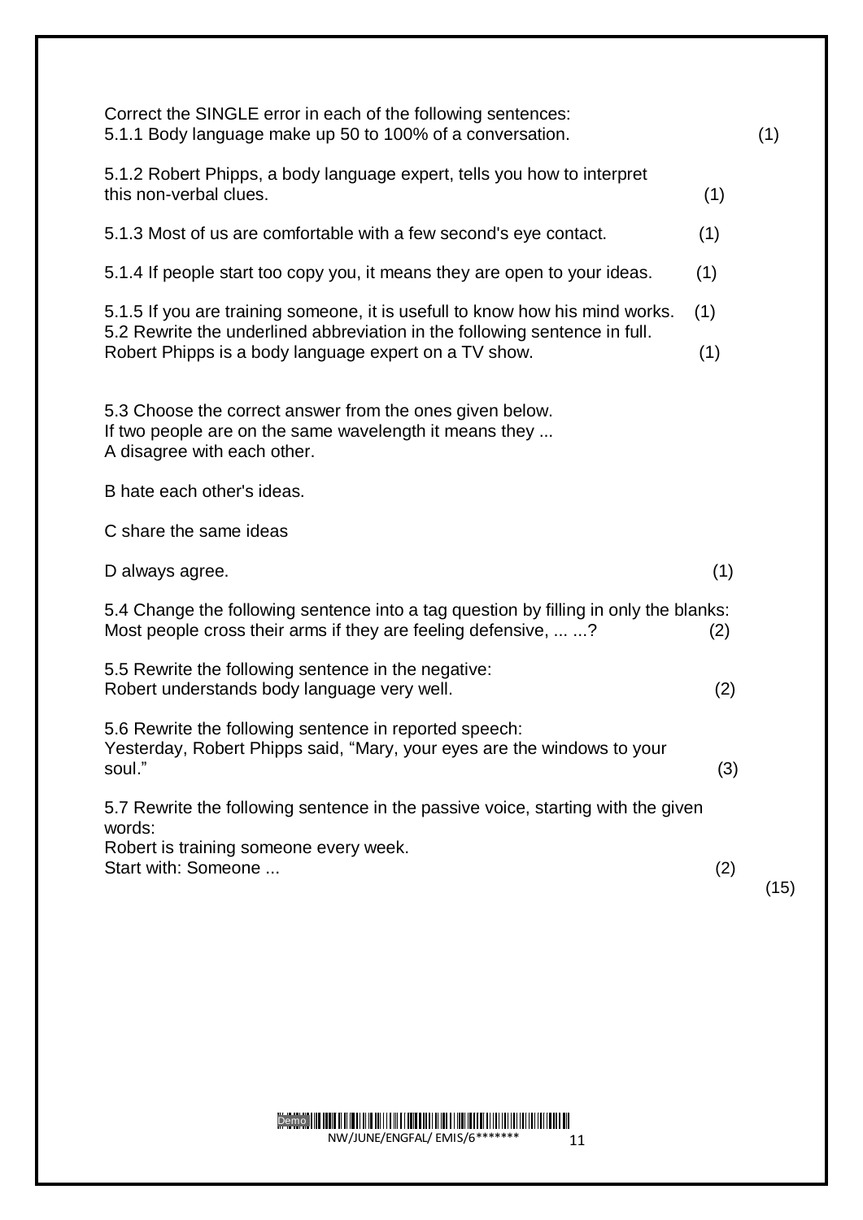Correct the SINGLE error in each of the following sentences:

5.1.1 Body language make up 50 to 100% of a conversation. (1)

5.1.2 Robert Phipps, a body language expert, tells you how to interpret this non-verbal clues. (1)

5.1.3 Most of us are comfortable with a few second's eye contact. (1)

5.1.4 If people start too copy you, it means they are open to your ideas. (1)

5.1.5 If you are training someone, it is usefull to know how his mind works. (1)

5.2 Rewrite the underlined abbreviation in the following sentence in full.
Robert Phipps is a body language expert on a TV show. (1)

5.3 Choose the correct answer from the ones given below.
If two people are on the same wavelength it means they ...

A disagree with each other.

B hate each other's ideas.

C share the same ideas

D always agree. (1)

5.4 Change the following sentence into a tag question by filling in only the blanks:
Most people cross their arms if they are feeling defensive, ... ...? (2)

5.5 Rewrite the following sentence in the negative:
Robert understands body language very well. (2)

5.6 Rewrite the following sentence in reported speech:
Yesterday, Robert Phipps said, "Mary, your eyes are the windows to your soul." (3)

5.7 Rewrite the following sentence in the passive voice, starting with the given words:
Robert is training someone every week.
Start with: Someone ... (2)

(15)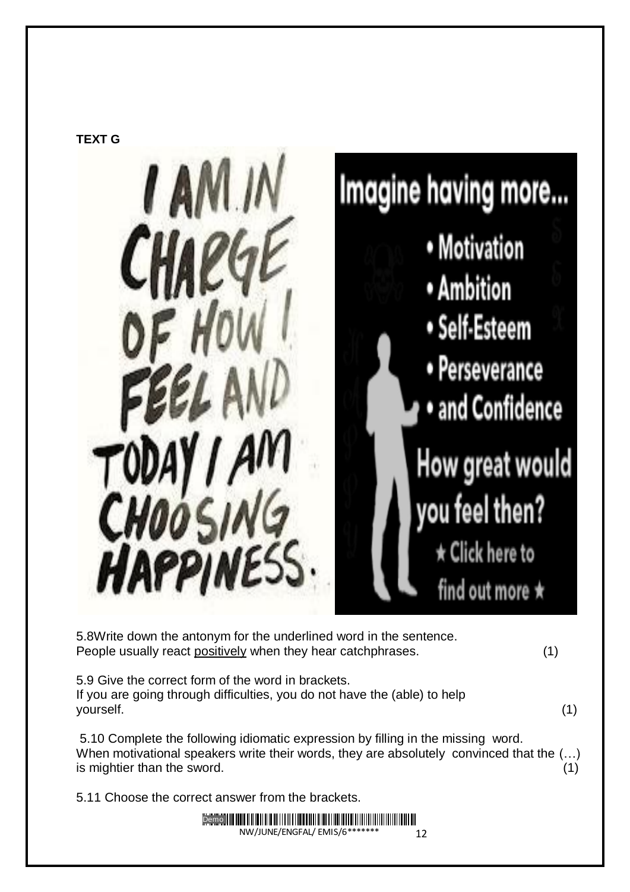**TEXT G**

I AM IN CHARGE OF HOW I FEEL AND TODAY I AM CHOOSING HAPPINESS.

Imagine having more...

- Motivation
- Ambition
- Self-Esteem
- Perseverance
- and Confidence

How great would you feel then?

★ Click here to find out more ★

5.8Write down the antonym for the underlined word in the sentence.
People usually react <u>positively</u> when they hear catchphrases. (1)

5.9 Give the correct form of the word in brackets.
If you are going through difficulties, you do not have the (able) to help yourself. (1)

5.10 Complete the following idiomatic expression by filling in the missing word.
When motivational speakers write their words, they are absolutely convinced that the (…) is mightier than the sword. (1)

5.11 Choose the correct answer from the brackets.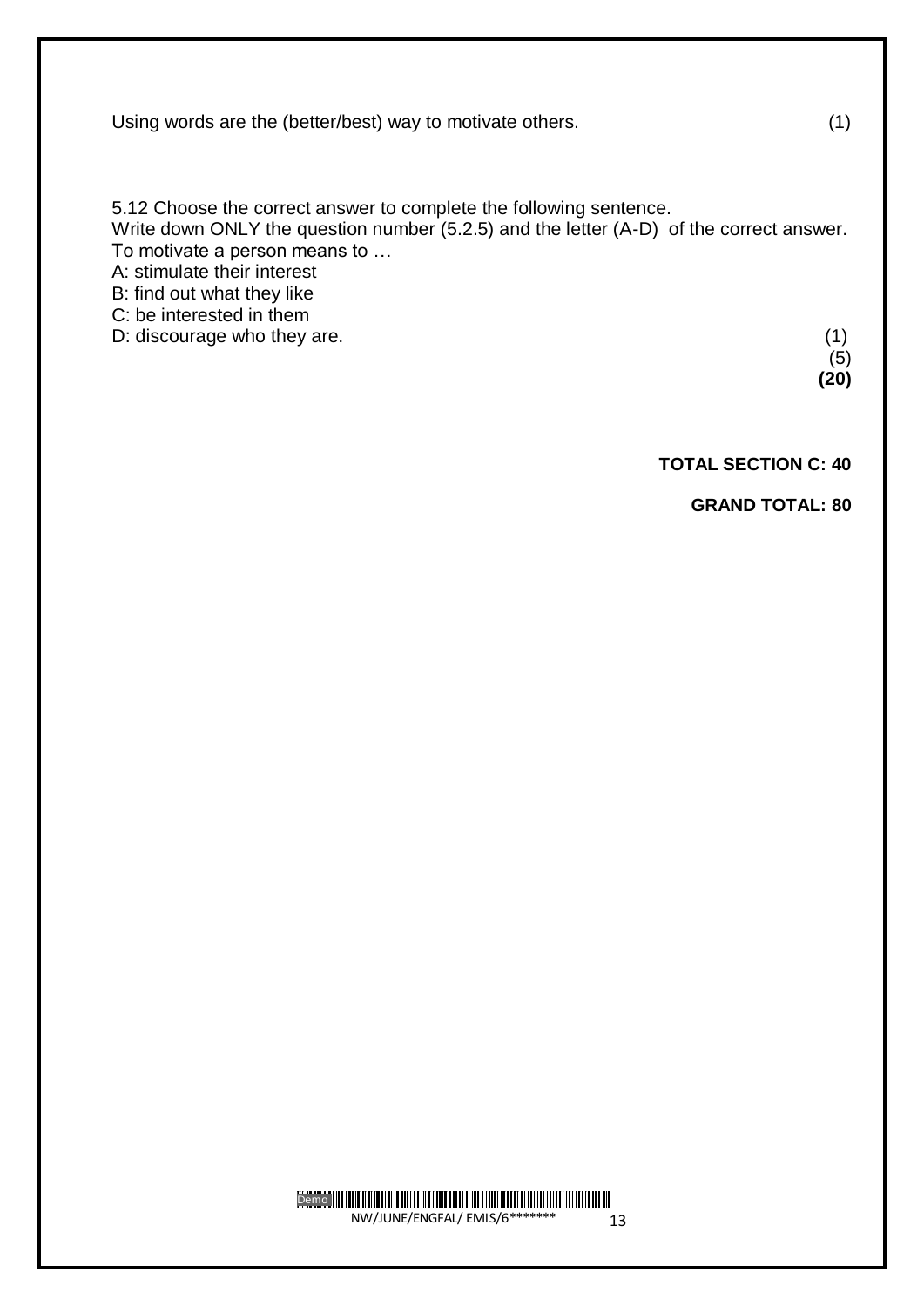Using words are the (better/best) way to motivate others. (1)

5.12 Choose the correct answer to complete the following sentence.
Write down ONLY the question number (5.2.5) and the letter (A-D) of the correct answer.
To motivate a person means to …

A: stimulate their interest
B: find out what they like
C: be interested in them
D: discourage who they are. (1)

(5)
**(20)**

**TOTAL SECTION C: 40**

**GRAND TOTAL: 80**